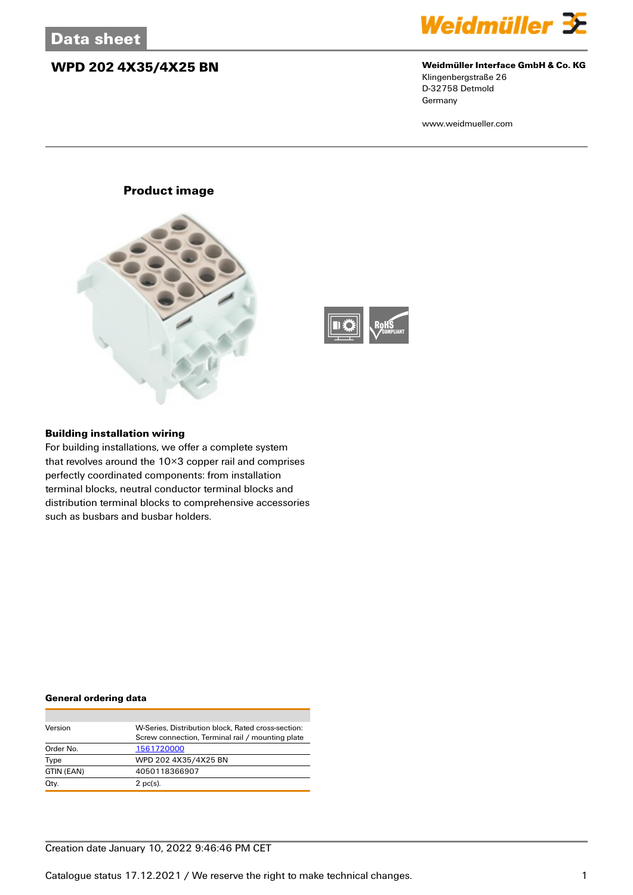# Data sheet

## WPD 202 4X35/4X25 BN

**Weidmüller Interface GmbH & Co. KG**
Klingenbergstraße 26
D-32758 Detmold
Germany

www.weidmueller.com

### Product image

### Building installation wiring

For building installations, we offer a complete system that revolves around the 10×3 copper rail and comprises perfectly coordinated components: from installation terminal blocks, neutral conductor terminal blocks and distribution terminal blocks to comprehensive accessories such as busbars and busbar holders.

### General ordering data

| | |
|---|---|
| Version | W-Series, Distribution block, Rated cross-section: Screw connection, Terminal rail / mounting plate |
| Order No. | 1561720000 |
| Type | WPD 202 4X35/4X25 BN |
| GTIN (EAN) | 4050118366907 |
| Qty. | 2 pc(s). |

Creation date January 10, 2022 9:46:46 PM CET

Catalogue status 17.12.2021 / We reserve the right to make technical changes.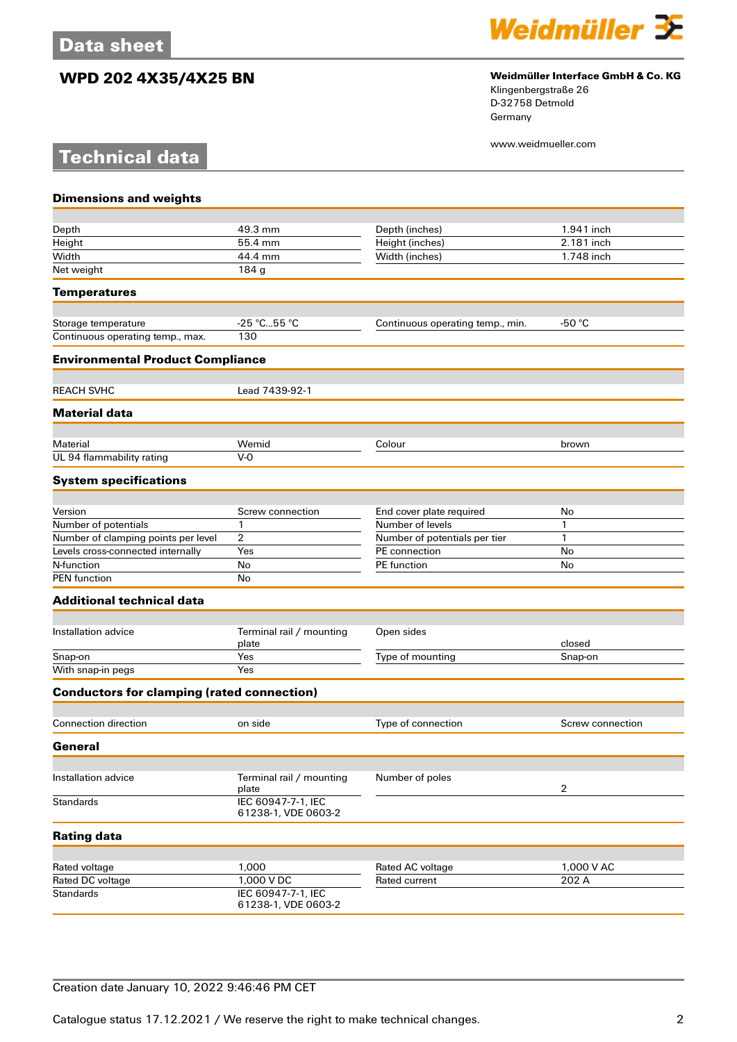# WPD 202 4X35/4X25 BN

**Weidmüller Interface GmbH & Co. KG**
Klingenbergstraße 26
D-32758 Detmold
Germany

www.weidmueller.com

## Technical data

### Dimensions and weights

| | | | |
|---|---|---|---|
| Depth | 49.3 mm | Depth (inches) | 1.941 inch |
| Height | 55.4 mm | Height (inches) | 2.181 inch |
| Width | 44.4 mm | Width (inches) | 1.748 inch |
| Net weight | 184 g | | |

### Temperatures

| | | | |
|---|---|---|---|
| Storage temperature | -25 °C...55 °C | Continuous operating temp., min. | -50 °C |
| Continuous operating temp., max. | 130 | | |

### Environmental Product Compliance

| | |
|---|---|
| REACH SVHC | Lead 7439-92-1 |

### Material data

| | | | |
|---|---|---|---|
| Material | Wemid | Colour | brown |
| UL 94 flammability rating | V-0 | | |

### System specifications

| | | | |
|---|---|---|---|
| Version | Screw connection | End cover plate required | No |
| Number of potentials | 1 | Number of levels | 1 |
| Number of clamping points per level | 2 | Number of potentials per tier | 1 |
| Levels cross-connected internally | Yes | PE connection | No |
| N-function | No | PE function | No |
| PEN function | No | | |

### Additional technical data

| | | | |
|---|---|---|---|
| Installation advice | Terminal rail / mounting plate | Open sides | closed |
| Snap-on | Yes | Type of mounting | Snap-on |
| With snap-in pegs | Yes | | |

### Conductors for clamping (rated connection)

| | | | |
|---|---|---|---|
| Connection direction | on side | Type of connection | Screw connection |

### General

| | | | |
|---|---|---|---|
| Installation advice | Terminal rail / mounting plate | Number of poles | 2 |
| Standards | IEC 60947-7-1, IEC 61238-1, VDE 0603-2 | | |

### Rating data

| | | | |
|---|---|---|---|
| Rated voltage | 1,000 | Rated AC voltage | 1,000 V AC |
| Rated DC voltage | 1,000 V DC | Rated current | 202 A |
| Standards | IEC 60947-7-1, IEC 61238-1, VDE 0603-2 | | |

Creation date January 10, 2022 9:46:46 PM CET

Catalogue status 17.12.2021 / We reserve the right to make technical changes.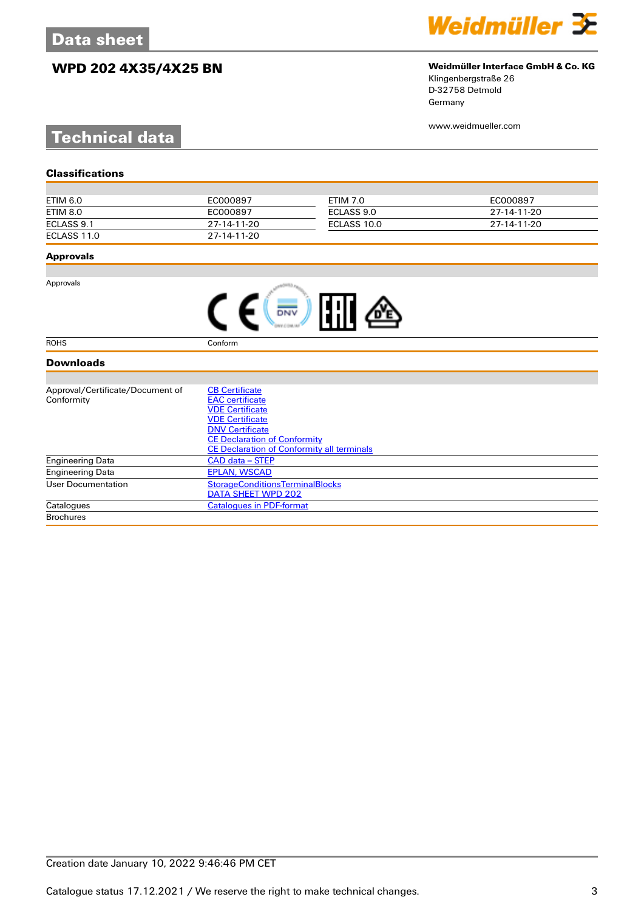Data sheet

# WPD 202 4X35/4X25 BN

**Weidmüller Interface GmbH & Co. KG**
Klingenbergstraße 26
D-32758 Detmold
Germany

www.weidmueller.com

## Technical data

### Classifications

| | | | |
|---|---|---|---|
| ETIM 6.0 | EC000897 | ETIM 7.0 | EC000897 |
| ETIM 8.0 | EC000897 | ECLASS 9.0 | 27-14-11-20 |
| ECLASS 9.1 | 27-14-11-20 | ECLASS 10.0 | 27-14-11-20 |
| ECLASS 11.0 | 27-14-11-20 | | |

### Approvals

| | |
|---|---|
| Approvals | |
| ROHS | Conform |

### Downloads

| | |
|---|---|
| Approval/Certificate/Document of Conformity | CB Certificate<br>EAC certificate<br>VDE Certificate<br>VDE Certificate<br>DNV Certificate<br>CE Declaration of Conformity<br>CE Declaration of Conformity all terminals |
| Engineering Data | CAD data – STEP |
| Engineering Data | EPLAN, WSCAD |
| User Documentation | StorageConditionsTerminalBlocks<br>DATA SHEET WPD 202 |
| Catalogues | Catalogues in PDF-format |
| Brochures | |

Creation date January 10, 2022 9:46:46 PM CET

Catalogue status 17.12.2021 / We reserve the right to make technical changes.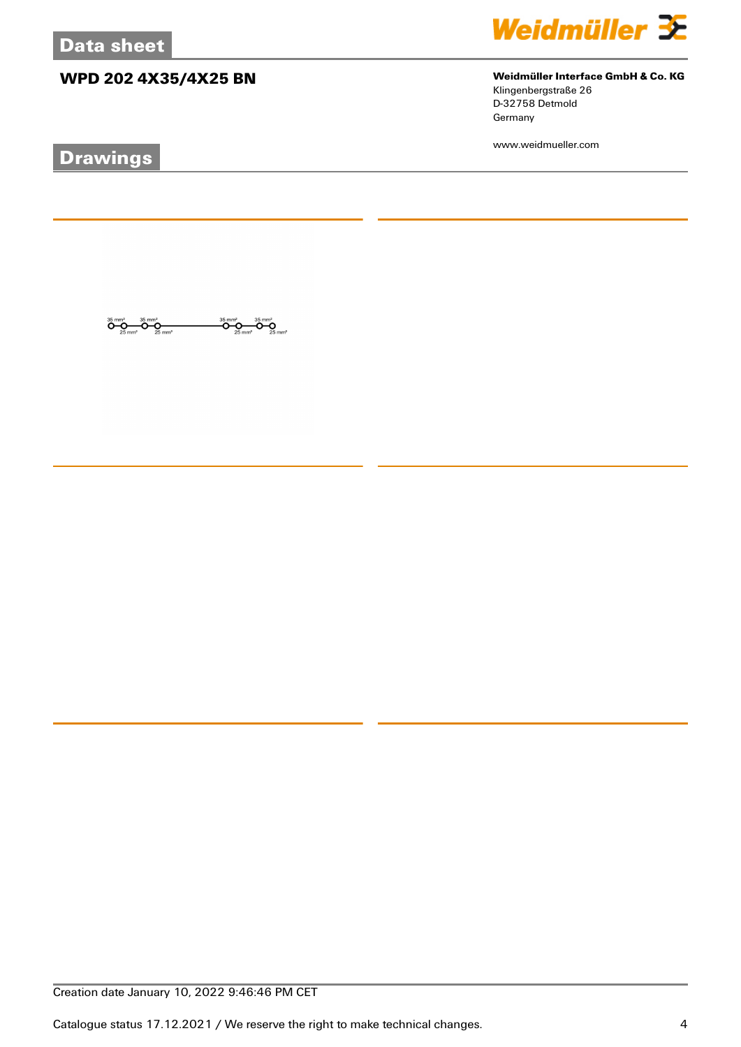# WPD 202 4X35/4X25 BN

**Weidmüller Interface GmbH & Co. KG**
Klingenbergstraße 26
D-32758 Detmold
Germany

www.weidmueller.com

## Drawings

35 mm² 35 mm² 35 mm² 35 mm²
25 mm² 25 mm² 25 mm² 25 mm²

Creation date January 10, 2022 9:46:46 PM CET

Catalogue status 17.12.2021 / We reserve the right to make technical changes.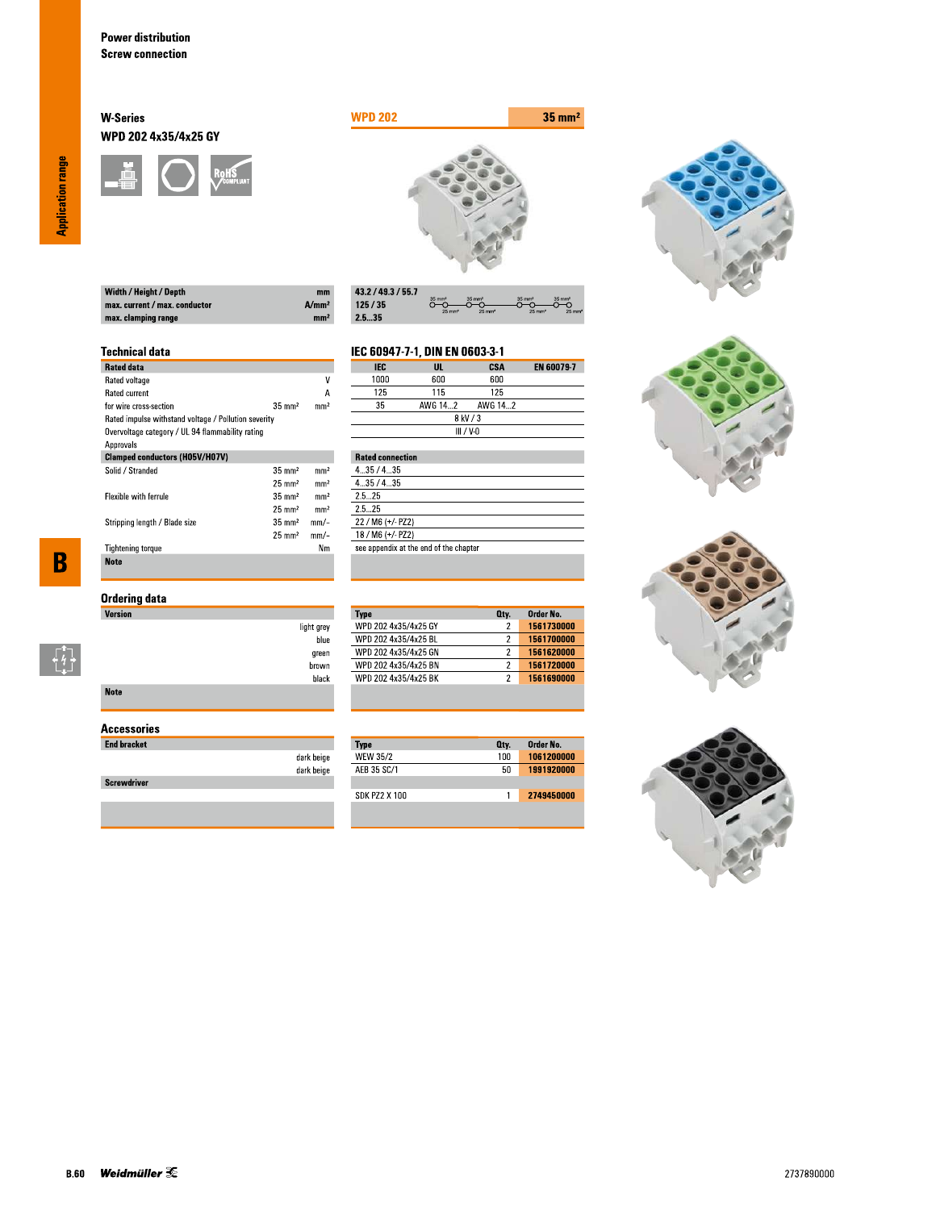Power distribution
Screw connection

## W-Series
### WPD 202 4x35/4x25 GY

**WPD 202** — **35 mm²**

| | | |
|---|---|---|
| **Width / Height / Depth** | **mm** | **43.2 / 49.3 / 55.7** |
| **max. current / max. conductor** | **A/mm²** | **125 / 35** |
| **max. clamping range** | **mm²** | **2.5...35** |

35 mm² 35 mm² 35 mm² 35 mm²
25 mm² 25 mm² 25 mm² 25 mm²

## Technical data

**IEC 60947-7-1, DIN EN 0603-3-1**

| **Rated data** | | | **IEC** | **UL** | **CSA** | **EN 60079-7** |
|---|---|---|---|---|---|---|
| Rated voltage | | V | 1000 | 600 | 600 | |
| Rated current | | A | 125 | 115 | 125 | |
| for wire cross-section | 35 mm² | mm² | 35 | AWG 14...2 | AWG 14...2 | |
| Rated impulse withstand voltage / Pollution severity | | | 8 kV / 3 | | | |
| Overvoltage category / UL 94 flammability rating | | | III / V-0 | | | |
| Approvals | | | | | | |

| **Clamped conductors (H05V/H07V)** | | | **Rated connection** |
|---|---|---|---|
| Solid / Stranded | 35 mm² | mm² | 4...35 / 4...35 |
| | 25 mm² | mm² | 4...35 / 4...35 |
| Flexible with ferrule | 35 mm² | mm² | 2.5...25 |
| | 25 mm² | mm² | 2.5...25 |
| Stripping length / Blade size | 35 mm² | mm/- | 22 / M6 (+/- PZ2) |
| | 25 mm² | mm/- | 18 / M6 (+/- PZ2) |
| Tightening torque | | Nm | see appendix at the end of the chapter |
| **Note** | | | |

## Ordering data

| **Version** | **Type** | **Qty.** | **Order No.** |
|---|---|---|---|
| light grey | WPD 202 4x35/4x25 GY | 2 | 1561730000 |
| blue | WPD 202 4x35/4x25 BL | 2 | 1561700000 |
| green | WPD 202 4x35/4x25 GN | 2 | 1561620000 |
| brown | WPD 202 4x35/4x25 BN | 2 | 1561720000 |
| black | WPD 202 4x35/4x25 BK | 2 | 1561690000 |
| **Note** | | | |

## Accessories

| | **Type** | **Qty.** | **Order No.** |
|---|---|---|---|
| **End bracket** | | | |
| dark beige | WEW 35/2 | 100 | 1061200000 |
| dark beige | AEB 35 SC/1 | 50 | 1991920000 |
| **Screwdriver** | | | |
| | SDK PZ2 X 100 | 1 | 2749450000 |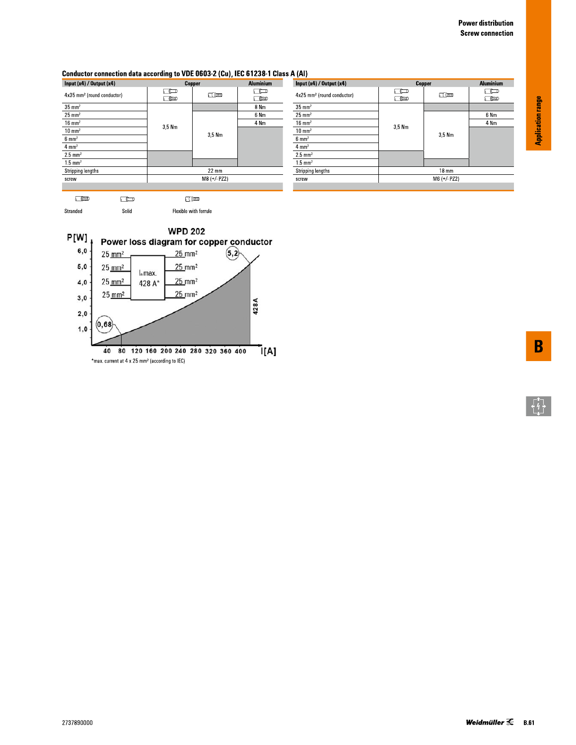# Conductor connection data according to VDE 0603-2 (Cu), IEC 61238-1 Class A (Al)

| Input (x4) / Output (x4) | Copper (Stranded / Solid) | Copper (Flexible with ferrule) | Aluminium (Stranded / Solid) |
|---|---|---|---|
| 4x35 mm² (round conductor) | | | |
| 35 mm² | 3,5 Nm | | 8 Nm |
| 25 mm² | 3,5 Nm | 3,5 Nm | 6 Nm |
| 16 mm² | 3,5 Nm | 3,5 Nm | 4 Nm |
| 10 mm² | 3,5 Nm | 3,5 Nm | |
| 6 mm² | 3,5 Nm | 3,5 Nm | |
| 4 mm² | 3,5 Nm | 3,5 Nm | |
| 2.5 mm² | | 3,5 Nm | |
| 1.5 mm² | | | |
| Stripping lengths | 22 mm | | |
| screw | M8 (+/- PZ2) | | |

| Input (x4) / Output (x4) | Copper (Stranded / Solid) | Copper (Flexible with ferrule) | Aluminium (Stranded / Solid) |
|---|---|---|---|
| 4x25 mm² (round conductor) | | | |
| 35 mm² | 3,5 Nm | | |
| 25 mm² | 3,5 Nm | 3,5 Nm | 6 Nm |
| 16 mm² | 3,5 Nm | 3,5 Nm | 4 Nm |
| 10 mm² | 3,5 Nm | 3,5 Nm | |
| 6 mm² | 3,5 Nm | 3,5 Nm | |
| 4 mm² | 3,5 Nm | 3,5 Nm | |
| 2.5 mm² | | 3,5 Nm | |
| 1.5 mm² | | | |
| Stripping lengths | 18 mm | | |
| screw | M6 (+/- PZ2) | | |

Stranded    Solid    Flexible with ferrule

WPD 202

Power loss diagram for copper conductor

P[W]

6,0
5,0
4,0
3,0
2,0
1,0

25 mm² 25 mm² 25 mm² 25 mm²

Iₙ max. 428 A*

25 mm² 25 mm² 25 mm² 25 mm²

5,2

0,68

428 A

40 80 120 160 200 240 280 320 360 400 I[A]

*max. current at 4 x 25 mm² (according to IEC)